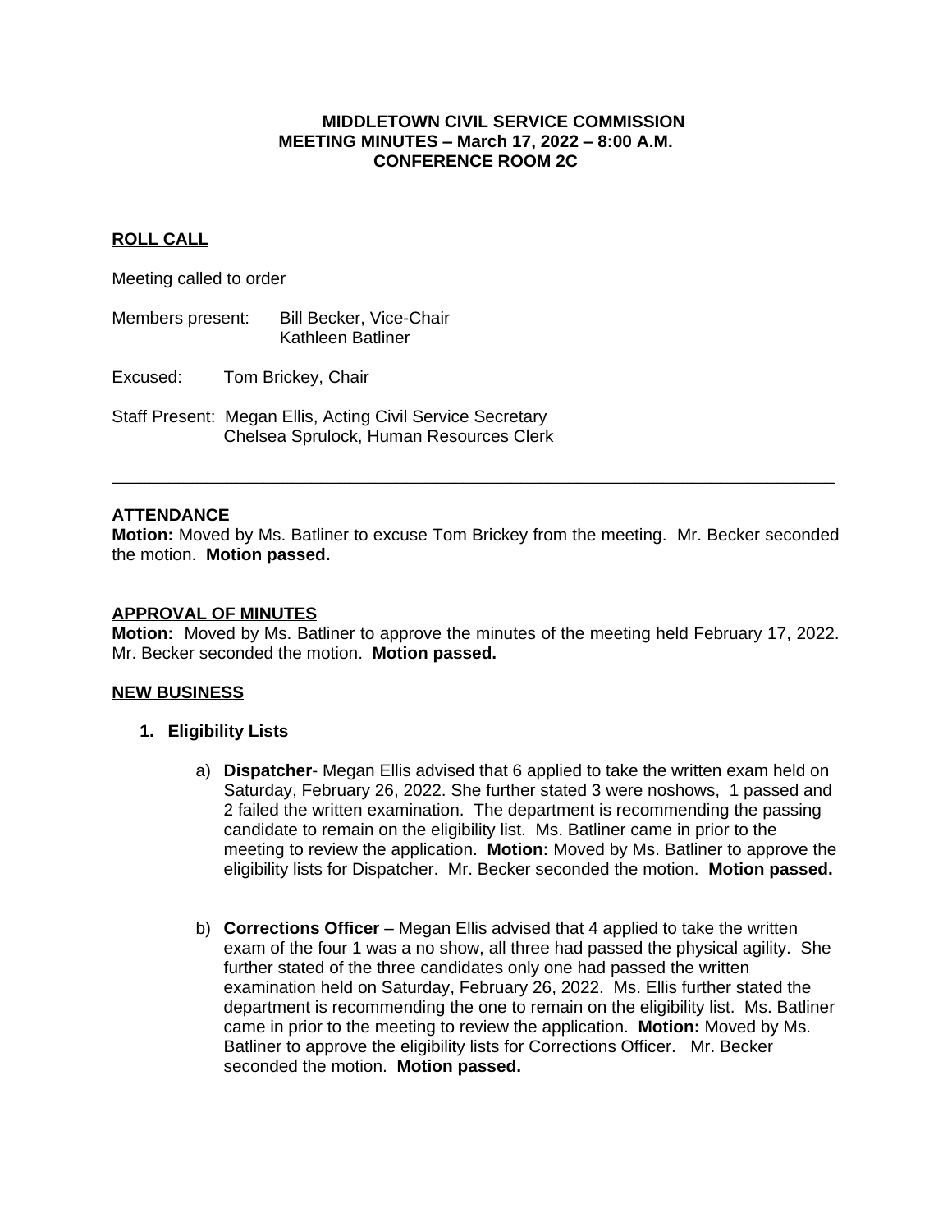**MIDDLETOWN CIVIL SERVICE COMMISSION**
**MEETING MINUTES – March 17, 2022 – 8:00 A.M.**
**CONFERENCE ROOM 2C**

## ROLL CALL

Meeting called to order

Members present: Bill Becker, Vice-Chair
Kathleen Batliner

Excused: Tom Brickey, Chair

Staff Present: Megan Ellis, Acting Civil Service Secretary
Chelsea Sprulock, Human Resources Clerk

---

## ATTENDANCE

**Motion:** Moved by Ms. Batliner to excuse Tom Brickey from the meeting. Mr. Becker seconded the motion. **Motion passed.**

## APPROVAL OF MINUTES

**Motion:** Moved by Ms. Batliner to approve the minutes of the meeting held February 17, 2022. Mr. Becker seconded the motion. **Motion passed.**

## NEW BUSINESS

1. **Eligibility Lists**

   a) **Dispatcher**- Megan Ellis advised that 6 applied to take the written exam held on Saturday, February 26, 2022. She further stated 3 were noshows, 1 passed and 2 failed the written examination. The department is recommending the passing candidate to remain on the eligibility list. Ms. Batliner came in prior to the meeting to review the application. **Motion:** Moved by Ms. Batliner to approve the eligibility lists for Dispatcher. Mr. Becker seconded the motion. **Motion passed.**

   b) **Corrections Officer** – Megan Ellis advised that 4 applied to take the written exam of the four 1 was a no show, all three had passed the physical agility. She further stated of the three candidates only one had passed the written examination held on Saturday, February 26, 2022. Ms. Ellis further stated the department is recommending the one to remain on the eligibility list. Ms. Batliner came in prior to the meeting to review the application. **Motion:** Moved by Ms. Batliner to approve the eligibility lists for Corrections Officer. Mr. Becker seconded the motion. **Motion passed.**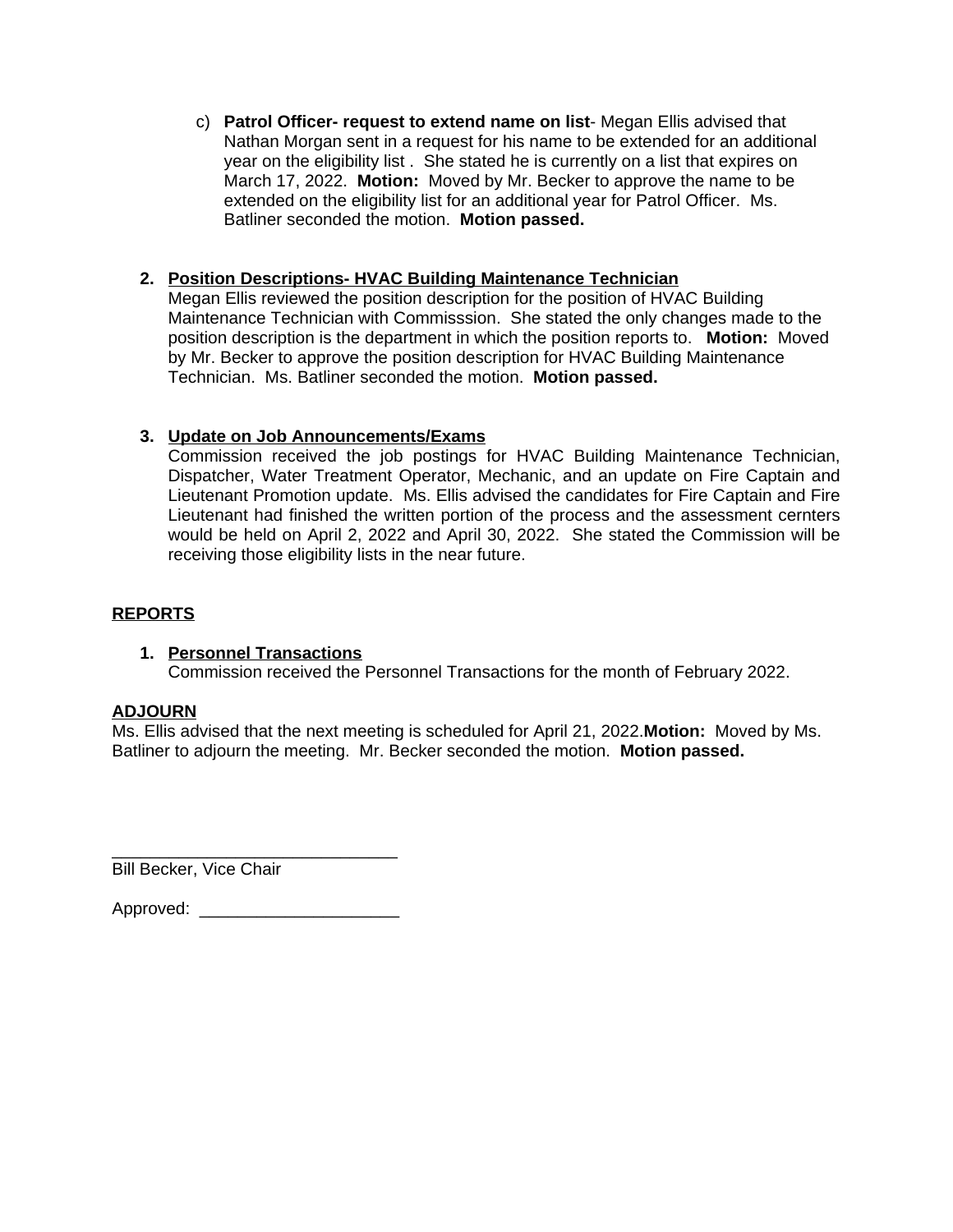c) **Patrol Officer- request to extend name on list**- Megan Ellis advised that Nathan Morgan sent in a request for his name to be extended for an additional year on the eligibility list . She stated he is currently on a list that expires on March 17, 2022. **Motion:** Moved by Mr. Becker to approve the name to be extended on the eligibility list for an additional year for Patrol Officer. Ms. Batliner seconded the motion. **Motion passed.**

2. **Position Descriptions- HVAC Building Maintenance Technician**
   Megan Ellis reviewed the position description for the position of HVAC Building Maintenance Technician with Commisssion. She stated the only changes made to the position description is the department in which the position reports to. **Motion:** Moved by Mr. Becker to approve the position description for HVAC Building Maintenance Technician. Ms. Batliner seconded the motion. **Motion passed.**

3. **Update on Job Announcements/Exams**
   Commission received the job postings for HVAC Building Maintenance Technician, Dispatcher, Water Treatment Operator, Mechanic, and an update on Fire Captain and Lieutenant Promotion update. Ms. Ellis advised the candidates for Fire Captain and Fire Lieutenant had finished the written portion of the process and the assessment cernters would be held on April 2, 2022 and April 30, 2022. She stated the Commission will be receiving those eligibility lists in the near future.

## REPORTS

1. **Personnel Transactions**
   Commission received the Personnel Transactions for the month of February 2022.

## ADJOURN

Ms. Ellis advised that the next meeting is scheduled for April 21, 2022.**Motion:** Moved by Ms. Batliner to adjourn the meeting. Mr. Becker seconded the motion. **Motion passed.**

_______________________________
Bill Becker, Vice Chair

Approved: _____________________